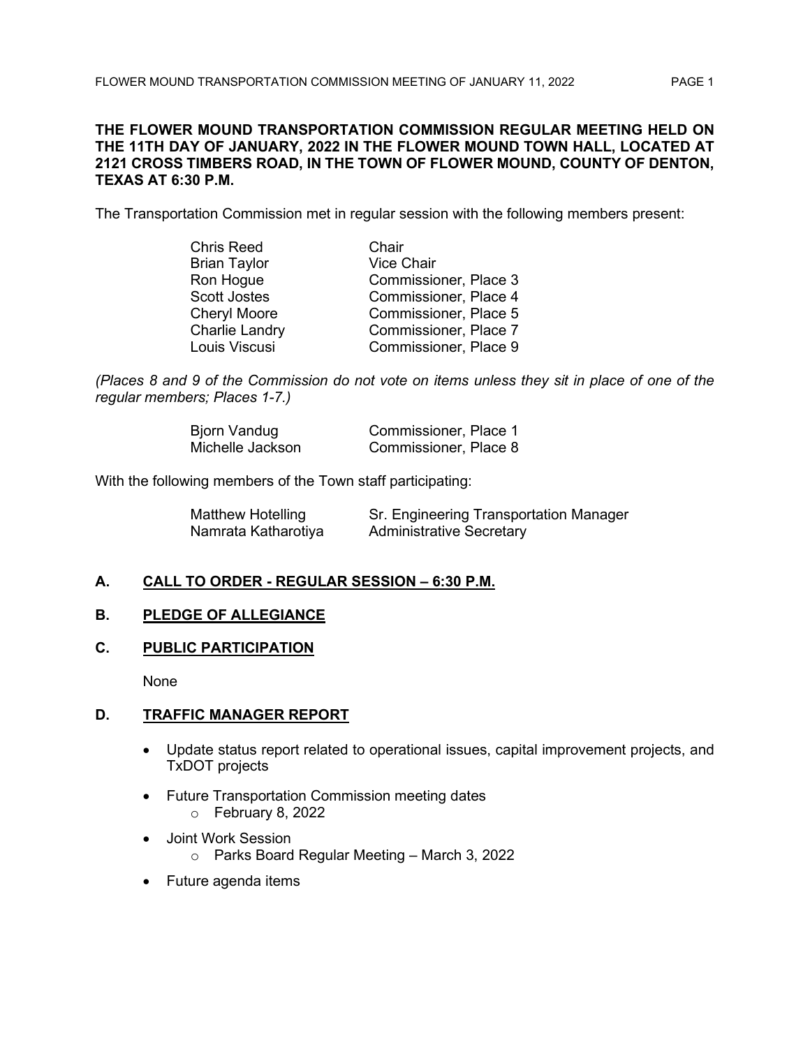**THE FLOWER MOUND TRANSPORTATION COMMISSION REGULAR MEETING HELD ON THE 11TH DAY OF JANUARY, 2022 IN THE FLOWER MOUND TOWN HALL, LOCATED AT 2121 CROSS TIMBERS ROAD, IN THE TOWN OF FLOWER MOUND, COUNTY OF DENTON, TEXAS AT 6:30 P.M.**

The Transportation Commission met in regular session with the following members present:

| | |
|---|---|
| Chris Reed | Chair |
| Brian Taylor | Vice Chair |
| Ron Hogue | Commissioner, Place 3 |
| Scott Jostes | Commissioner, Place 4 |
| Cheryl Moore | Commissioner, Place 5 |
| Charlie Landry | Commissioner, Place 7 |
| Louis Viscusi | Commissioner, Place 9 |

*(Places 8 and 9 of the Commission do not vote on items unless they sit in place of one of the regular members; Places 1-7.)*

| | |
|---|---|
| Bjorn Vandug | Commissioner, Place 1 |
| Michelle Jackson | Commissioner, Place 8 |

With the following members of the Town staff participating:

| | |
|---|---|
| Matthew Hotelling | Sr. Engineering Transportation Manager |
| Namrata Katharotiya | Administrative Secretary |

## A. CALL TO ORDER - REGULAR SESSION – 6:30 P.M.

## B. PLEDGE OF ALLEGIANCE

## C. PUBLIC PARTICIPATION

None

## D. TRAFFIC MANAGER REPORT

- Update status report related to operational issues, capital improvement projects, and TxDOT projects
- Future Transportation Commission meeting dates
  - February 8, 2022
- Joint Work Session
  - Parks Board Regular Meeting – March 3, 2022
- Future agenda items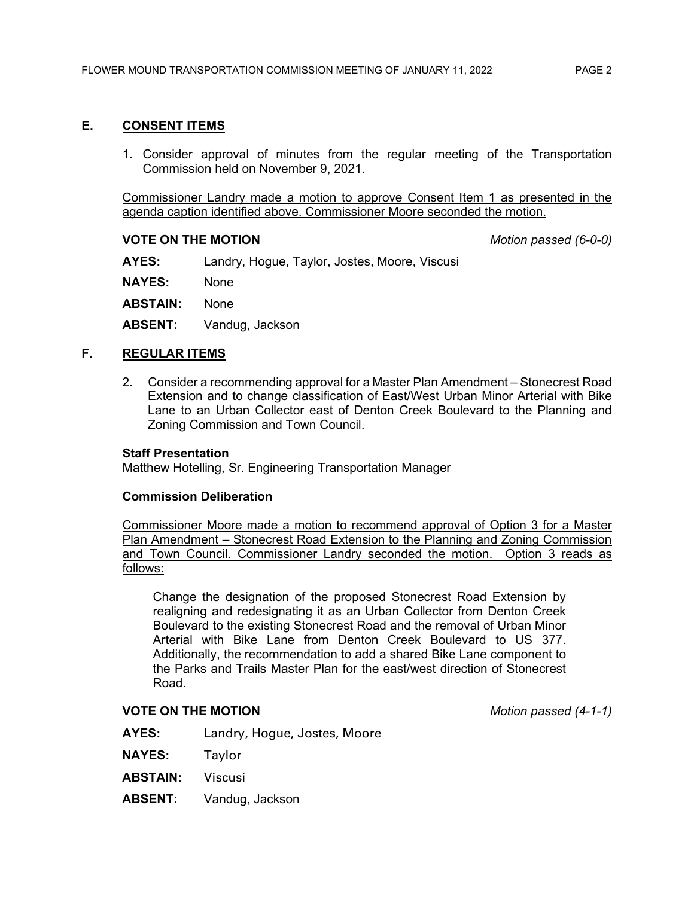## E. CONSENT ITEMS

1. Consider approval of minutes from the regular meeting of the Transportation Commission held on November 9, 2021.

Commissioner Landry made a motion to approve Consent Item 1 as presented in the agenda caption identified above. Commissioner Moore seconded the motion.

**VOTE ON THE MOTION** *Motion passed (6-0-0)*

**AYES:** Landry, Hogue, Taylor, Jostes, Moore, Viscusi

**NAYES:** None

**ABSTAIN:** None

**ABSENT:** Vandug, Jackson

## F. REGULAR ITEMS

2. Consider a recommending approval for a Master Plan Amendment – Stonecrest Road Extension and to change classification of East/West Urban Minor Arterial with Bike Lane to an Urban Collector east of Denton Creek Boulevard to the Planning and Zoning Commission and Town Council.

**Staff Presentation**
Matthew Hotelling, Sr. Engineering Transportation Manager

**Commission Deliberation**

Commissioner Moore made a motion to recommend approval of Option 3 for a Master Plan Amendment – Stonecrest Road Extension to the Planning and Zoning Commission and Town Council. Commissioner Landry seconded the motion. Option 3 reads as follows:

> Change the designation of the proposed Stonecrest Road Extension by realigning and redesignating it as an Urban Collector from Denton Creek Boulevard to the existing Stonecrest Road and the removal of Urban Minor Arterial with Bike Lane from Denton Creek Boulevard to US 377. Additionally, the recommendation to add a shared Bike Lane component to the Parks and Trails Master Plan for the east/west direction of Stonecrest Road.

**VOTE ON THE MOTION** *Motion passed (4-1-1)*

**AYES:** Landry, Hogue, Jostes, Moore

**NAYES:** Taylor

**ABSTAIN:** Viscusi

**ABSENT:** Vandug, Jackson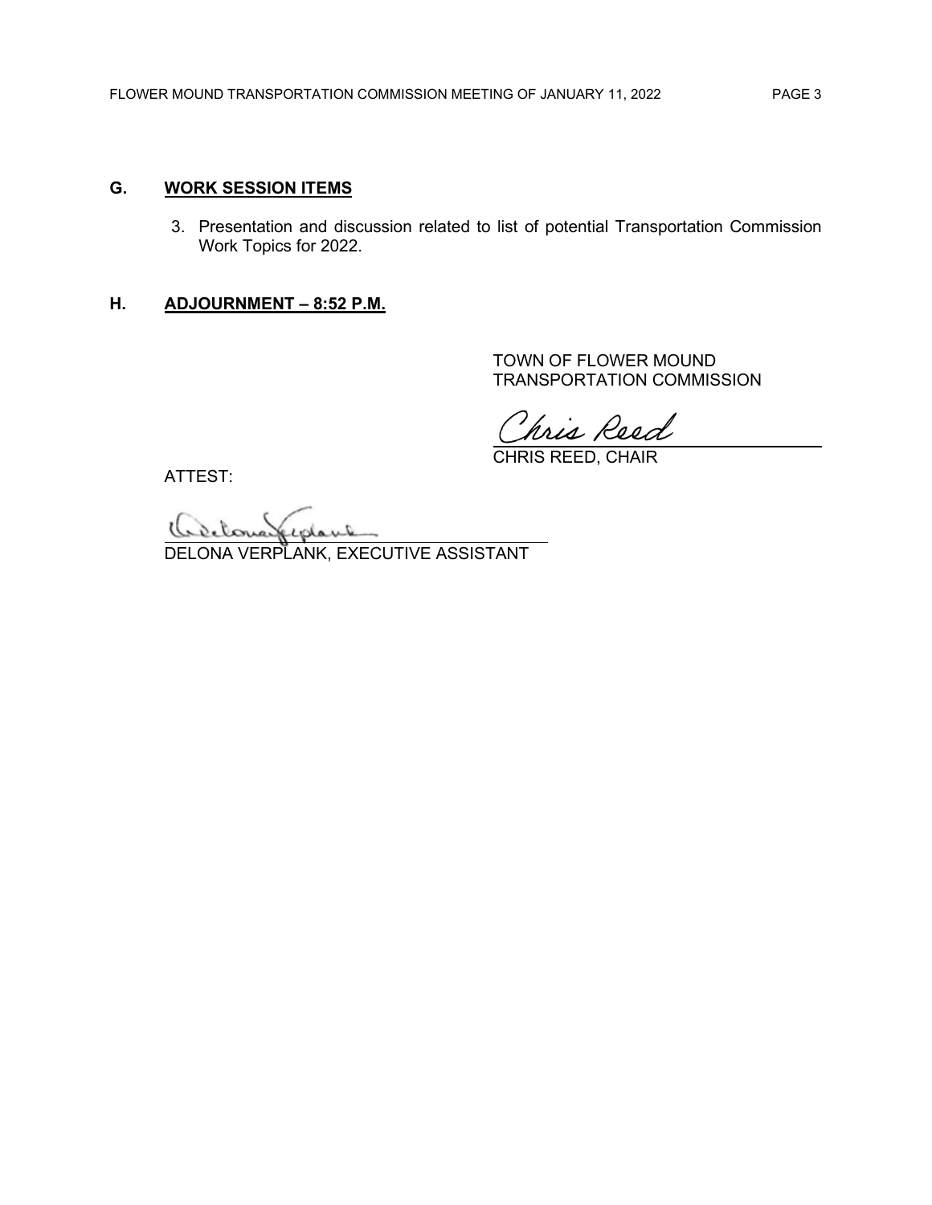## G. WORK SESSION ITEMS

3. Presentation and discussion related to list of potential Transportation Commission Work Topics for 2022.

## H. ADJOURNMENT – 8:52 P.M.

TOWN OF FLOWER MOUND
TRANSPORTATION COMMISSION

Chris Reed

CHRIS REED, CHAIR

ATTEST:

Delona Verplank

DELONA VERPLANK, EXECUTIVE ASSISTANT